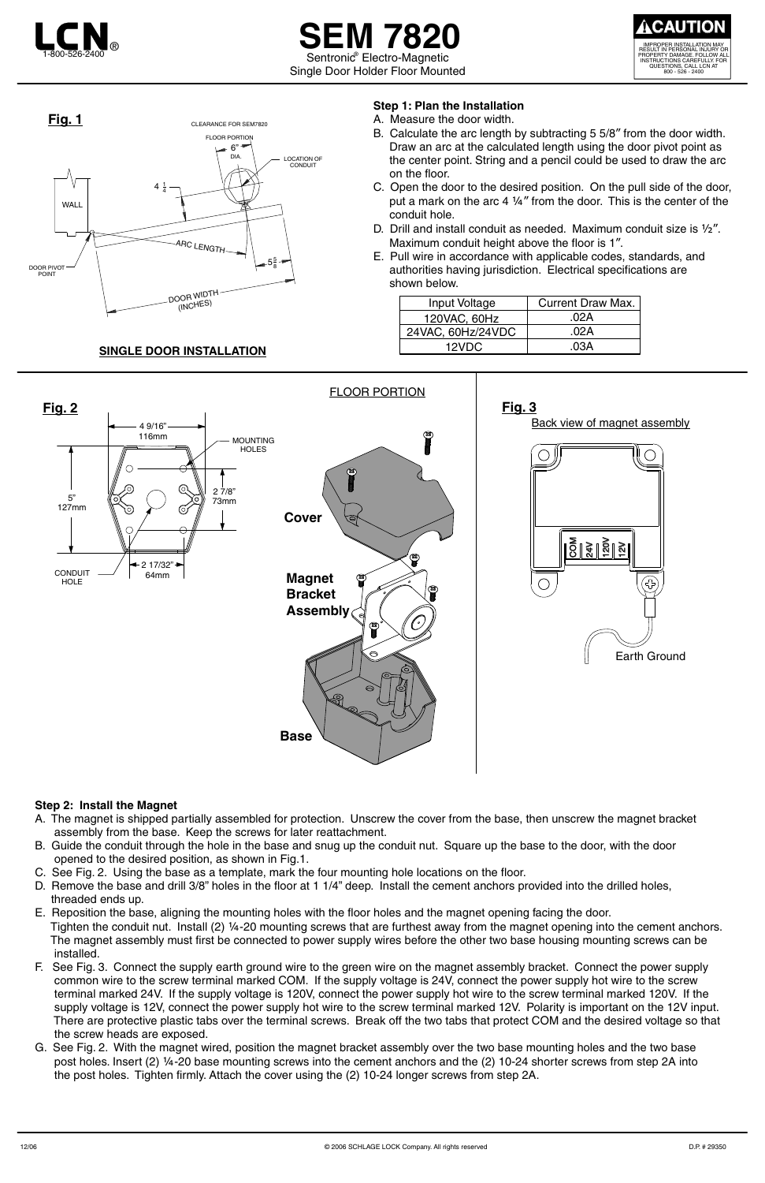LCN®
1-800-526-2400

# SEM 7820

Sentronic® Electro-Magnetic
Single Door Holder Floor Mounted

**⚠CAUTION**

IMPROPER INSTALLATION MAY RESULT IN PERSONAL INJURY OR PROPERTY DAMAGE. FOLLOW ALL INSTRUCTIONS CAREFULLY. FOR QUESTIONS, CALL LCN AT 800 - 526 - 2400

**Fig. 1**

CLEARANCE FOR SEM7820
FLOOR PORTION
6" DIA.
LOCATION OF CONDUIT
4 1/4
WALL
ARC LENGTH
5 5/8
DOOR PIVOT POINT
DOOR WIDTH (INCHES)

**SINGLE DOOR INSTALLATION**

**Step 1: Plan the Installation**

A. Measure the door width.

B. Calculate the arc length by subtracting 5 5/8″ from the door width. Draw an arc at the calculated length using the door pivot point as the center point. String and a pencil could be used to draw the arc on the floor.

C. Open the door to the desired position. On the pull side of the door, put a mark on the arc 4 ¼″ from the door. This is the center of the conduit hole.

D. Drill and install conduit as needed. Maximum conduit size is ½″. Maximum conduit height above the floor is 1″.

E. Pull wire in accordance with applicable codes, standards, and authorities having jurisdiction. Electrical specifications are shown below.

| Input Voltage | Current Draw Max. |
|---|---|
| 120VAC, 60Hz | .02A |
| 24VAC, 60Hz/24VDC | .02A |
| 12VDC | .03A |

**Fig. 2**

4 9/16" 116mm
MOUNTING HOLES
5" 127mm
2 7/8" 73mm
CONDUIT HOLE
2 17/32" 64mm

FLOOR PORTION

**Cover**

**Magnet Bracket Assembly**

**Base**

**Fig. 3**

Back view of magnet assembly

COM 24V 120V 12V

Earth Ground

**Step 2: Install the Magnet**

A. The magnet is shipped partially assembled for protection. Unscrew the cover from the base, then unscrew the magnet bracket assembly from the base. Keep the screws for later reattachment.

B. Guide the conduit through the hole in the base and snug up the conduit nut. Square up the base to the door, with the door opened to the desired position, as shown in Fig.1.

C. See Fig. 2. Using the base as a template, mark the four mounting hole locations on the floor.

D. Remove the base and drill 3/8" holes in the floor at 1 1/4" deep. Install the cement anchors provided into the drilled holes, threaded ends up.

E. Reposition the base, aligning the mounting holes with the floor holes and the magnet opening facing the door. Tighten the conduit nut. Install (2) ¼-20 mounting screws that are furthest away from the magnet opening into the cement anchors. The magnet assembly must first be connected to power supply wires before the other two base housing mounting screws can be installed.

F. See Fig. 3. Connect the supply earth ground wire to the green wire on the magnet assembly bracket. Connect the power supply common wire to the screw terminal marked COM. If the supply voltage is 24V, connect the power supply hot wire to the screw terminal marked 24V. If the supply voltage is 120V, connect the power supply hot wire to the screw terminal marked 120V. If the supply voltage is 12V, connect the power supply hot wire to the screw terminal marked 12V. Polarity is important on the 12V input. There are protective plastic tabs over the terminal screws. Break off the two tabs that protect COM and the desired voltage so that the screw heads are exposed.

G. See Fig. 2. With the magnet wired, position the magnet bracket assembly over the two base mounting holes and the two base post holes. Insert (2) ¼-20 base mounting screws into the cement anchors and the (2) 10-24 shorter screws from step 2A into the post holes. Tighten firmly. Attach the cover using the (2) 10-24 longer screws from step 2A.

12/06 © 2006 SCHLAGE LOCK Company. All rights reserved D.P. # 29350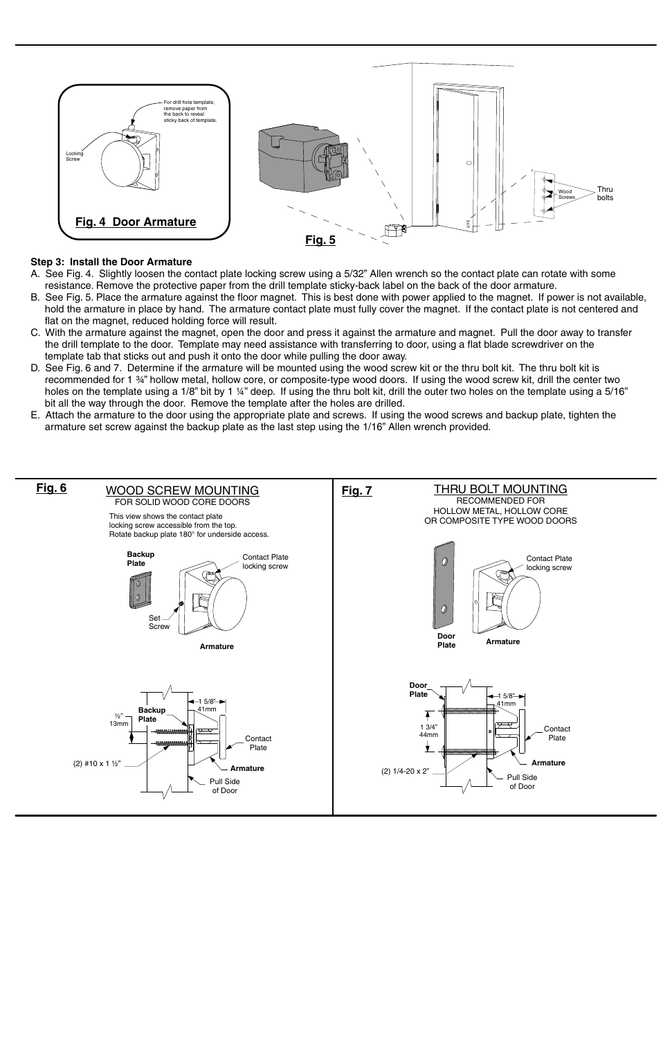For drill hole template, remove paper from the back to reveal sticky back of template.

Locking Screw

**Fig. 4 Door Armature**

Wood Screws

Thru bolts

**Fig. 5**

**Step 3: Install the Door Armature**

A. See Fig. 4. Slightly loosen the contact plate locking screw using a 5/32" Allen wrench so the contact plate can rotate with some resistance. Remove the protective paper from the drill template sticky-back label on the back of the door armature.

B. See Fig. 5. Place the armature against the floor magnet. This is best done with power applied to the magnet. If power is not available, hold the armature in place by hand. The armature contact plate must fully cover the magnet. If the contact plate is not centered and flat on the magnet, reduced holding force will result.

C. With the armature against the magnet, open the door and press it against the armature and magnet. Pull the door away to transfer the drill template to the door. Template may need assistance with transferring to door, using a flat blade screwdriver on the template tab that sticks out and push it onto the door while pulling the door away.

D. See Fig. 6 and 7. Determine if the armature will be mounted using the wood screw kit or the thru bolt kit. The thru bolt kit is recommended for 1 ¾" hollow metal, hollow core, or composite-type wood doors. If using the wood screw kit, drill the center two holes on the template using a 1/8" bit by 1 ¼" deep. If using the thru bolt kit, drill the outer two holes on the template using a 5/16" bit all the way through the door. Remove the template after the holes are drilled.

E. Attach the armature to the door using the appropriate plate and screws. If using the wood screws and backup plate, tighten the armature set screw against the backup plate as the last step using the 1/16" Allen wrench provided.

**Fig. 6**

WOOD SCREW MOUNTING

FOR SOLID WOOD CORE DOORS

This view shows the contact plate locking screw accessible from the top. Rotate backup plate 180° for underside access.

Backup Plate

Contact Plate locking screw

Set Screw

Armature

½" 13mm

Backup Plate

1 5/8" 41mm

Contact Plate

(2) #10 x 1 ½"

Armature

Pull Side of Door

**Fig. 7**

THRU BOLT MOUNTING

RECOMMENDED FOR HOLLOW METAL, HOLLOW CORE OR COMPOSITE TYPE WOOD DOORS

Contact Plate locking screw

Door Plate

Armature

Door Plate

1 5/8" 41mm

1 3/4" 44mm

Contact Plate

(2) 1/4-20 x 2"

Armature

Pull Side of Door